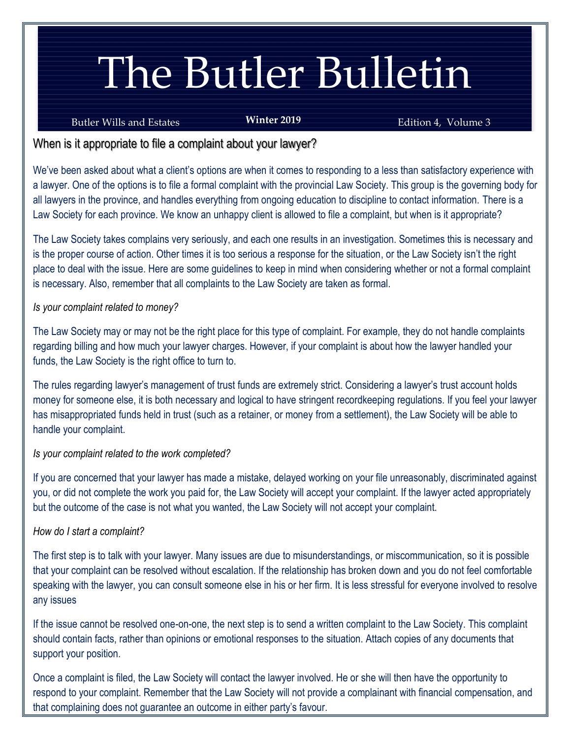# The Butler Bulletin

Butler Wills and Estates **Winter 2019** Edition 4, Volume 3

## When is it appropriate to file a complaint about your lawyer?

We've been asked about what a client's options are when it comes to responding to a less than satisfactory experience with a lawyer. One of the options is to file a formal complaint with the provincial Law Society. This group is the governing body for all lawyers in the province, and handles everything from ongoing education to discipline to contact information. There is a Law Society for each province. We know an unhappy client is allowed to file a complaint, but when is it appropriate?

The Law Society takes complains very seriously, and each one results in an investigation. Sometimes this is necessary and is the proper course of action. Other times it is too serious a response for the situation, or the Law Society isn't the right place to deal with the issue. Here are some guidelines to keep in mind when considering whether or not a formal complaint is necessary. Also, remember that all complaints to the Law Society are taken as formal.

*Is your complaint related to money?*

The Law Society may or may not be the right place for this type of complaint. For example, they do not handle complaints regarding billing and how much your lawyer charges. However, if your complaint is about how the lawyer handled your funds, the Law Society is the right office to turn to.

The rules regarding lawyer's management of trust funds are extremely strict. Considering a lawyer's trust account holds money for someone else, it is both necessary and logical to have stringent recordkeeping regulations. If you feel your lawyer has misappropriated funds held in trust (such as a retainer, or money from a settlement), the Law Society will be able to handle your complaint.

*Is your complaint related to the work completed?*

If you are concerned that your lawyer has made a mistake, delayed working on your file unreasonably, discriminated against you, or did not complete the work you paid for, the Law Society will accept your complaint. If the lawyer acted appropriately but the outcome of the case is not what you wanted, the Law Society will not accept your complaint.

*How do I start a complaint?*

The first step is to talk with your lawyer. Many issues are due to misunderstandings, or miscommunication, so it is possible that your complaint can be resolved without escalation. If the relationship has broken down and you do not feel comfortable speaking with the lawyer, you can consult someone else in his or her firm. It is less stressful for everyone involved to resolve any issues

If the issue cannot be resolved one-on-one, the next step is to send a written complaint to the Law Society. This complaint should contain facts, rather than opinions or emotional responses to the situation. Attach copies of any documents that support your position.

Once a complaint is filed, the Law Society will contact the lawyer involved. He or she will then have the opportunity to respond to your complaint. Remember that the Law Society will not provide a complainant with financial compensation, and that complaining does not guarantee an outcome in either party's favour.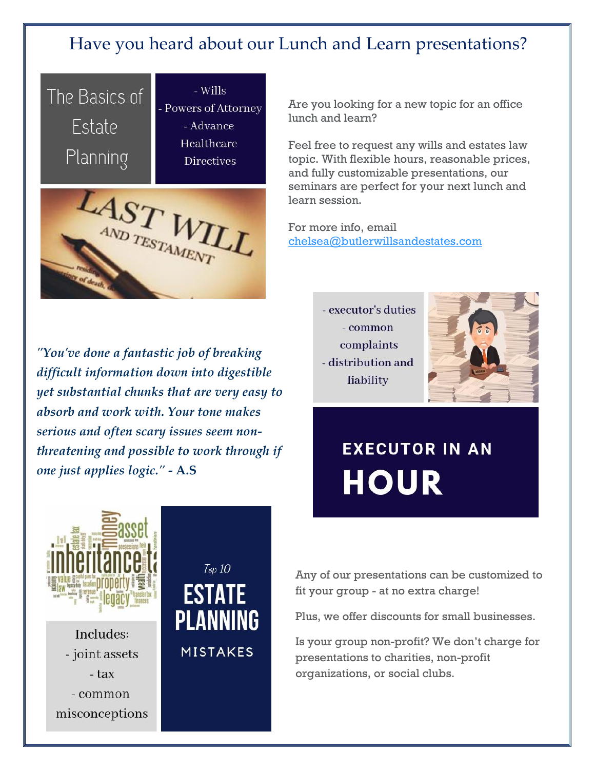# Have you heard about our Lunch and Learn presentations?

## The Basics of Estate Planning

- Wills
- Powers of Attorney
- Advance Healthcare Directives

Are you looking for a new topic for an office lunch and learn?

Feel free to request any wills and estates law topic. With flexible hours, reasonable prices, and fully customizable presentations, our seminars are perfect for your next lunch and learn session.

For more info, email [chelsea@butlerwillsandestates.com](mailto:chelsea@butlerwillsandestates.com)

## Executor in an Hour

- executor's duties
- common complaints
- distribution and liability

*"You've done a fantastic job of breaking difficult information down into digestible yet substantial chunks that are very easy to absorb and work with. Your tone makes serious and often scary issues seem non-threatening and possible to work through if one just applies logic."* **- A.S**

## Top 10 Estate Planning Mistakes

Includes:

- joint assets
- tax
- common misconceptions

Any of our presentations can be customized to fit your group - at no extra charge!

Plus, we offer discounts for small businesses.

Is your group non-profit? We don't charge for presentations to charities, non-profit organizations, or social clubs.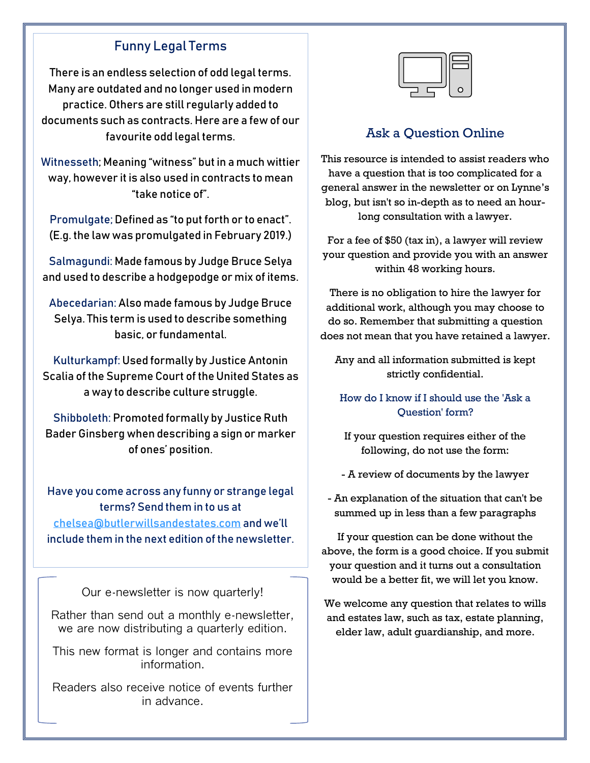## Funny Legal Terms

There is an endless selection of odd legal terms. Many are outdated and no longer used in modern practice. Others are still regularly added to documents such as contracts. Here are a few of our favourite odd legal terms.

Witnesseth; Meaning "witness" but in a much wittier way, however it is also used in contracts to mean "take notice of".

Promulgate; Defined as "to put forth or to enact". (E.g. the law was promulgated in February 2019.)

Salmagundi: Made famous by Judge Bruce Selya and used to describe a hodgepodge or mix of items.

Abecedarian: Also made famous by Judge Bruce Selya. This term is used to describe something basic, or fundamental.

Kulturkampf: Used formally by Justice Antonin Scalia of the Supreme Court of the United States as a way to describe culture struggle.

Shibboleth: Promoted formally by Justice Ruth Bader Ginsberg when describing a sign or marker of ones' position.

Have you come across any funny or strange legal terms? Send them in to us at chelsea@butlerwillsandestates.com and we'll include them in the next edition of the newsletter.

Our e-newsletter is now quarterly!

Rather than send out a monthly e-newsletter, we are now distributing a quarterly edition.

This new format is longer and contains more information.

Readers also receive notice of events further in advance.

## Ask a Question Online

This resource is intended to assist readers who have a question that is too complicated for a general answer in the newsletter or on Lynne's blog, but isn't so in-depth as to need an hour-long consultation with a lawyer.

For a fee of $50 (tax in), a lawyer will review your question and provide you with an answer within 48 working hours.

There is no obligation to hire the lawyer for additional work, although you may choose to do so. Remember that submitting a question does not mean that you have retained a lawyer.

Any and all information submitted is kept strictly confidential.

### How do I know if I should use the 'Ask a Question' form?

If your question requires either of the following, do not use the form:

- A review of documents by the lawyer
- An explanation of the situation that can't be summed up in less than a few paragraphs

If your question can be done without the above, the form is a good choice. If you submit your question and it turns out a consultation would be a better fit, we will let you know.

We welcome any question that relates to wills and estates law, such as tax, estate planning, elder law, adult guardianship, and more.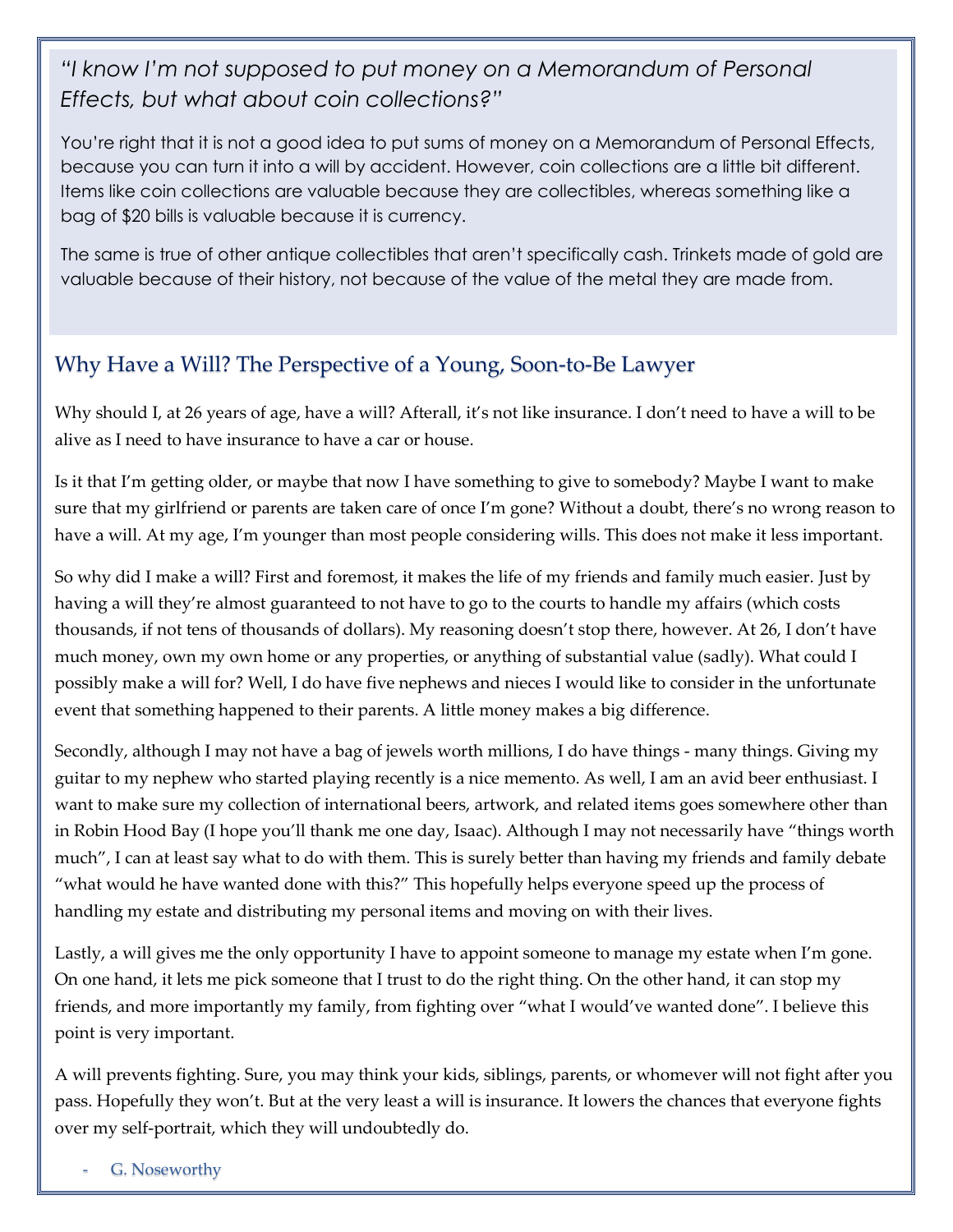*"I know I'm not supposed to put money on a Memorandum of Personal Effects, but what about coin collections?"*

You're right that it is not a good idea to put sums of money on a Memorandum of Personal Effects, because you can turn it into a will by accident. However, coin collections are a little bit different. Items like coin collections are valuable because they are collectibles, whereas something like a bag of $20 bills is valuable because it is currency.

The same is true of other antique collectibles that aren't specifically cash. Trinkets made of gold are valuable because of their history, not because of the value of the metal they are made from.

## Why Have a Will? The Perspective of a Young, Soon-to-Be Lawyer

Why should I, at 26 years of age, have a will? Afterall, it's not like insurance. I don't need to have a will to be alive as I need to have insurance to have a car or house.

Is it that I'm getting older, or maybe that now I have something to give to somebody? Maybe I want to make sure that my girlfriend or parents are taken care of once I'm gone? Without a doubt, there's no wrong reason to have a will. At my age, I'm younger than most people considering wills. This does not make it less important.

So why did I make a will? First and foremost, it makes the life of my friends and family much easier. Just by having a will they're almost guaranteed to not have to go to the courts to handle my affairs (which costs thousands, if not tens of thousands of dollars). My reasoning doesn't stop there, however. At 26, I don't have much money, own my own home or any properties, or anything of substantial value (sadly). What could I possibly make a will for? Well, I do have five nephews and nieces I would like to consider in the unfortunate event that something happened to their parents. A little money makes a big difference.

Secondly, although I may not have a bag of jewels worth millions, I do have things - many things. Giving my guitar to my nephew who started playing recently is a nice memento. As well, I am an avid beer enthusiast. I want to make sure my collection of international beers, artwork, and related items goes somewhere other than in Robin Hood Bay (I hope you'll thank me one day, Isaac). Although I may not necessarily have "things worth much", I can at least say what to do with them. This is surely better than having my friends and family debate "what would he have wanted done with this?" This hopefully helps everyone speed up the process of handling my estate and distributing my personal items and moving on with their lives.

Lastly, a will gives me the only opportunity I have to appoint someone to manage my estate when I'm gone. On one hand, it lets me pick someone that I trust to do the right thing. On the other hand, it can stop my friends, and more importantly my family, from fighting over "what I would've wanted done". I believe this point is very important.

A will prevents fighting. Sure, you may think your kids, siblings, parents, or whomever will not fight after you pass. Hopefully they won't. But at the very least a will is insurance. It lowers the chances that everyone fights over my self-portrait, which they will undoubtedly do.

- G. Noseworthy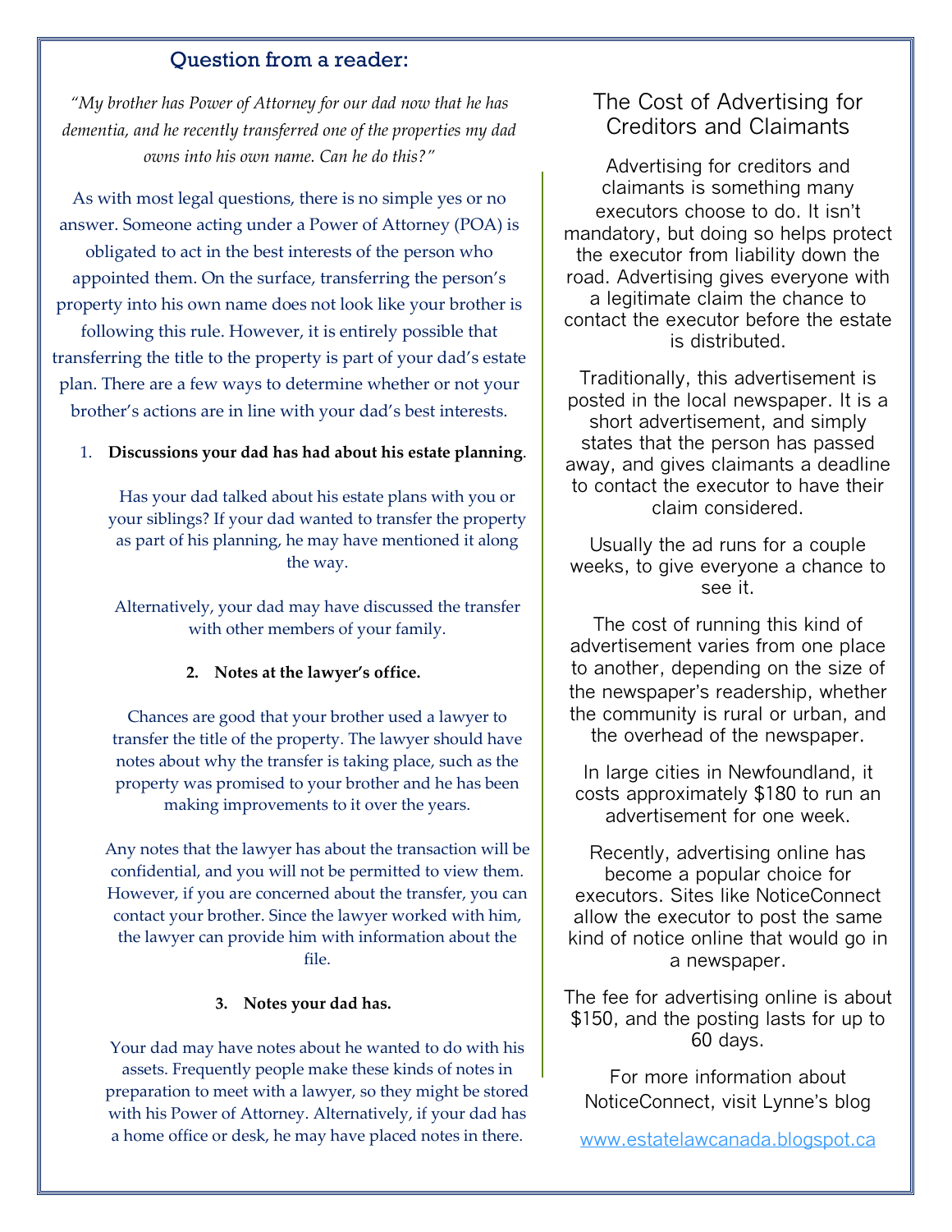## Question from a reader:

*"My brother has Power of Attorney for our dad now that he has dementia, and he recently transferred one of the properties my dad owns into his own name. Can he do this?"*

As with most legal questions, there is no simple yes or no answer. Someone acting under a Power of Attorney (POA) is obligated to act in the best interests of the person who appointed them. On the surface, transferring the person's property into his own name does not look like your brother is following this rule. However, it is entirely possible that transferring the title to the property is part of your dad's estate plan. There are a few ways to determine whether or not your brother's actions are in line with your dad's best interests.

1. **Discussions your dad has had about his estate planning**.

   Has your dad talked about his estate plans with you or your siblings? If your dad wanted to transfer the property as part of his planning, he may have mentioned it along the way.

   Alternatively, your dad may have discussed the transfer with other members of your family.

2. **Notes at the lawyer's office.**

   Chances are good that your brother used a lawyer to transfer the title of the property. The lawyer should have notes about why the transfer is taking place, such as the property was promised to your brother and he has been making improvements to it over the years.

   Any notes that the lawyer has about the transaction will be confidential, and you will not be permitted to view them. However, if you are concerned about the transfer, you can contact your brother. Since the lawyer worked with him, the lawyer can provide him with information about the file.

3. **Notes your dad has.**

   Your dad may have notes about he wanted to do with his assets. Frequently people make these kinds of notes in preparation to meet with a lawyer, so they might be stored with his Power of Attorney. Alternatively, if your dad has a home office or desk, he may have placed notes in there.

## The Cost of Advertising for Creditors and Claimants

Advertising for creditors and claimants is something many executors choose to do. It isn't mandatory, but doing so helps protect the executor from liability down the road. Advertising gives everyone with a legitimate claim the chance to contact the executor before the estate is distributed.

Traditionally, this advertisement is posted in the local newspaper. It is a short advertisement, and simply states that the person has passed away, and gives claimants a deadline to contact the executor to have their claim considered.

Usually the ad runs for a couple weeks, to give everyone a chance to see it.

The cost of running this kind of advertisement varies from one place to another, depending on the size of the newspaper's readership, whether the community is rural or urban, and the overhead of the newspaper.

In large cities in Newfoundland, it costs approximately $180 to run an advertisement for one week.

Recently, advertising online has become a popular choice for executors. Sites like NoticeConnect allow the executor to post the same kind of notice online that would go in a newspaper.

The fee for advertising online is about $150, and the posting lasts for up to 60 days.

For more information about NoticeConnect, visit Lynne's blog

www.estatelawcanada.blogspot.ca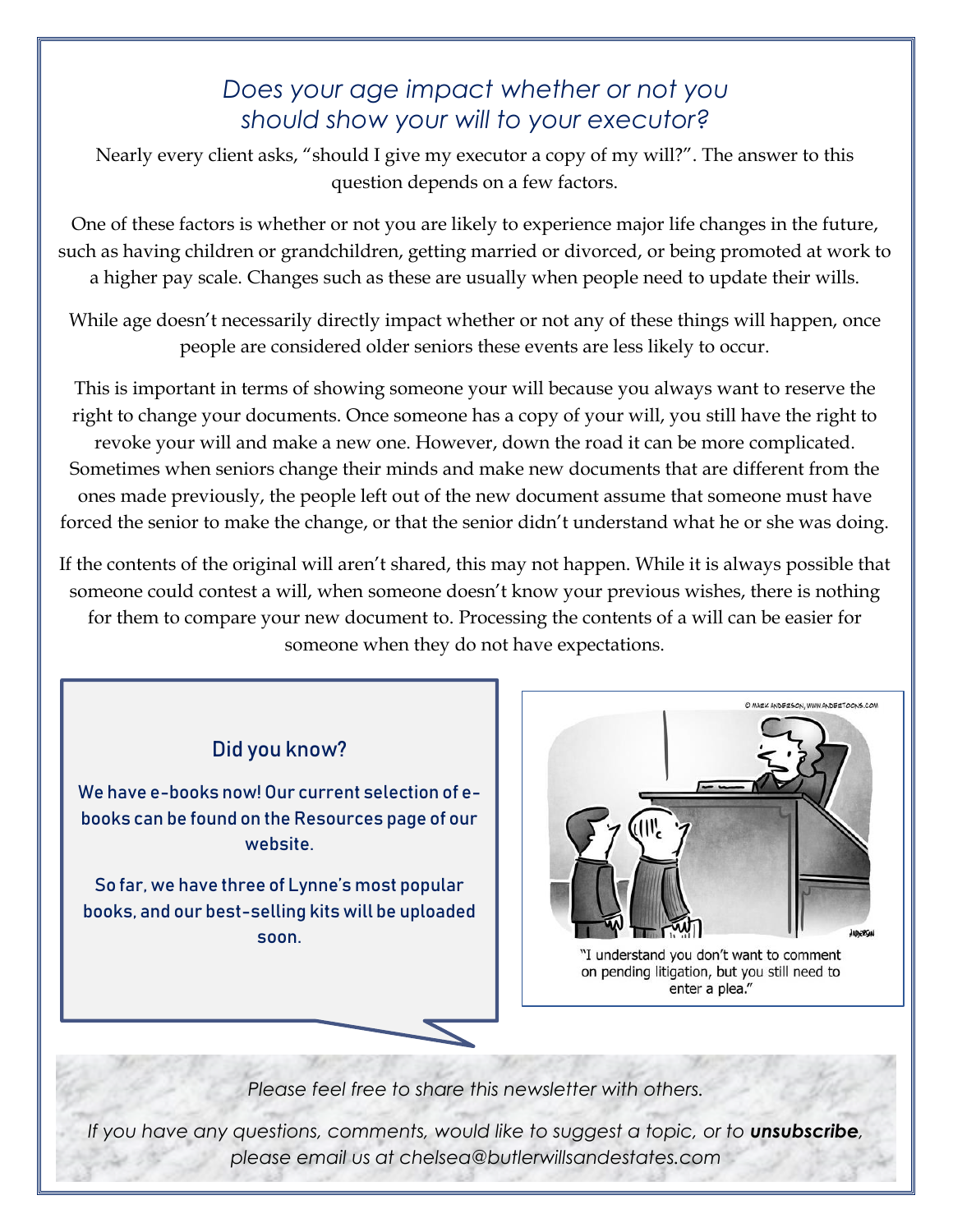## *Does your age impact whether or not you should show your will to your executor?*

Nearly every client asks, "should I give my executor a copy of my will?". The answer to this question depends on a few factors.

One of these factors is whether or not you are likely to experience major life changes in the future, such as having children or grandchildren, getting married or divorced, or being promoted at work to a higher pay scale. Changes such as these are usually when people need to update their wills.

While age doesn't necessarily directly impact whether or not any of these things will happen, once people are considered older seniors these events are less likely to occur.

This is important in terms of showing someone your will because you always want to reserve the right to change your documents. Once someone has a copy of your will, you still have the right to revoke your will and make a new one. However, down the road it can be more complicated. Sometimes when seniors change their minds and make new documents that are different from the ones made previously, the people left out of the new document assume that someone must have forced the senior to make the change, or that the senior didn't understand what he or she was doing.

If the contents of the original will aren't shared, this may not happen. While it is always possible that someone could contest a will, when someone doesn't know your previous wishes, there is nothing for them to compare your new document to. Processing the contents of a will can be easier for someone when they do not have expectations.

### Did you know?

We have e-books now! Our current selection of e-books can be found on the Resources page of our website.

So far, we have three of Lynne's most popular books, and our best-selling kits will be uploaded soon.

© MARK ANDERSON, WWW.ANDERTOONS.COM

"I understand you don't want to comment on pending litigation, but you still need to enter a plea."

*Please feel free to share this newsletter with others.*

*If you have any questions, comments, would like to suggest a topic, or to **unsubscribe**, please email us at chelsea@butlerwillsandestates.com*